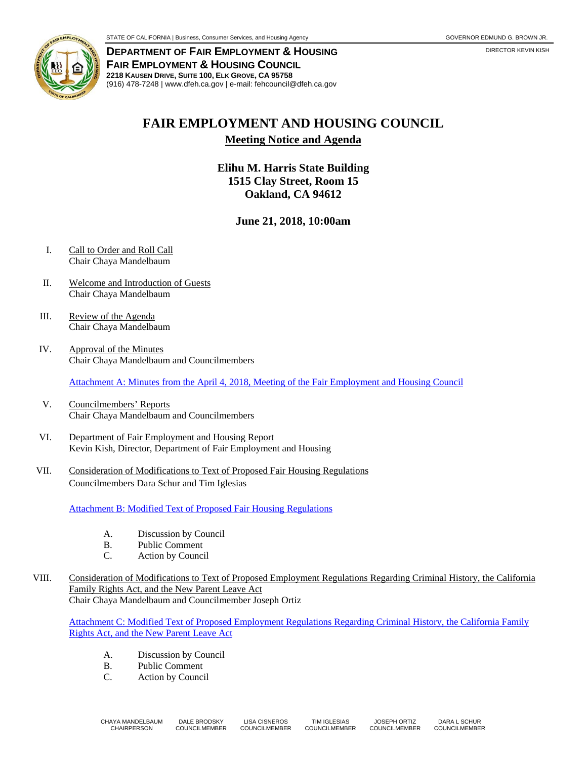STATE OF CALIFORNIA | Business, Consumer Services, and Housing Agency

GOVERNOR EDMUND G. BROWN JR.

**DEPARTMENT OF FAIR EMPLOYMENT & HOUSING**
**FAIR EMPLOYMENT & HOUSING COUNCIL**
**2218 KAUSEN DRIVE, SUITE 100, ELK GROVE, CA 95758**
(916) 478-7248 | www.dfeh.ca.gov | e-mail: fehcouncil@dfeh.ca.gov

DIRECTOR KEVIN KISH

# FAIR EMPLOYMENT AND HOUSING COUNCIL

## Meeting Notice and Agenda

### Elihu M. Harris State Building
### 1515 Clay Street, Room 15
### Oakland, CA 94612

### June 21, 2018, 10:00am

I. Call to Order and Roll Call
Chair Chaya Mandelbaum

II. Welcome and Introduction of Guests
Chair Chaya Mandelbaum

III. Review of the Agenda
Chair Chaya Mandelbaum

IV. Approval of the Minutes
Chair Chaya Mandelbaum and Councilmembers

Attachment A: Minutes from the April 4, 2018, Meeting of the Fair Employment and Housing Council

V. Councilmembers' Reports
Chair Chaya Mandelbaum and Councilmembers

VI. Department of Fair Employment and Housing Report
Kevin Kish, Director, Department of Fair Employment and Housing

VII. Consideration of Modifications to Text of Proposed Fair Housing Regulations
Councilmembers Dara Schur and Tim Iglesias

Attachment B: Modified Text of Proposed Fair Housing Regulations

A. Discussion by Council
B. Public Comment
C. Action by Council

VIII. Consideration of Modifications to Text of Proposed Employment Regulations Regarding Criminal History, the California Family Rights Act, and the New Parent Leave Act
Chair Chaya Mandelbaum and Councilmember Joseph Ortiz

Attachment C: Modified Text of Proposed Employment Regulations Regarding Criminal History, the California Family Rights Act, and the New Parent Leave Act

A. Discussion by Council
B. Public Comment
C. Action by Council

CHAYA MANDELBAUM, CHAIRPERSON | DALE BRODSKY, COUNCILMEMBER | LISA CISNEROS, COUNCILMEMBER | TIM IGLESIAS, COUNCILMEMBER | JOSEPH ORTIZ, COUNCILMEMBER | DARA L SCHUR, COUNCILMEMBER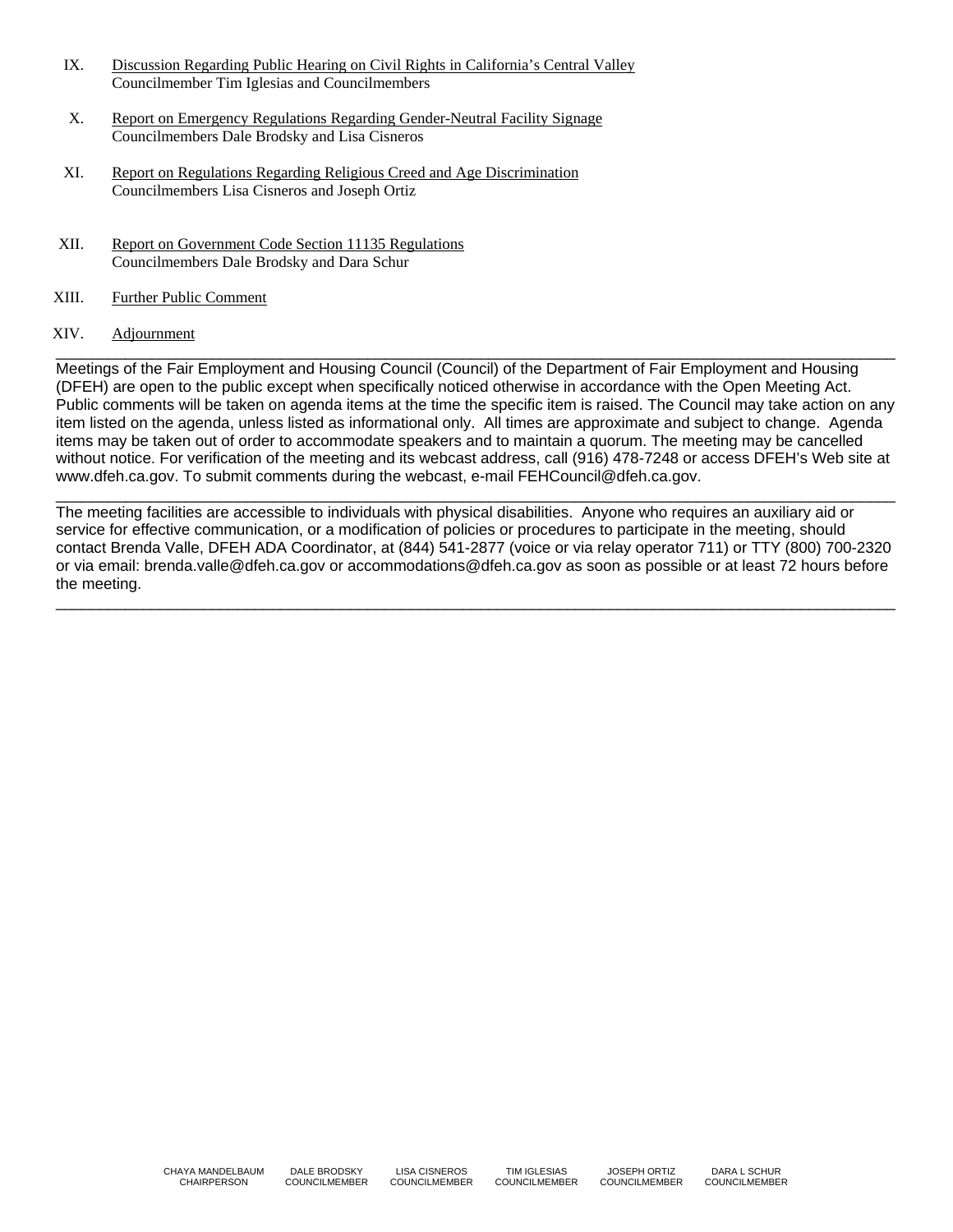IX. <u>Discussion Regarding Public Hearing on Civil Rights in California's Central Valley</u>
Councilmember Tim Iglesias and Councilmembers

X. <u>Report on Emergency Regulations Regarding Gender-Neutral Facility Signage</u>
Councilmembers Dale Brodsky and Lisa Cisneros

XI. <u>Report on Regulations Regarding Religious Creed and Age Discrimination</u>
Councilmembers Lisa Cisneros and Joseph Ortiz

XII. <u>Report on Government Code Section 11135 Regulations</u>
Councilmembers Dale Brodsky and Dara Schur

XIII. <u>Further Public Comment</u>

XIV. <u>Adjournment</u>

---

Meetings of the Fair Employment and Housing Council (Council) of the Department of Fair Employment and Housing (DFEH) are open to the public except when specifically noticed otherwise in accordance with the Open Meeting Act. Public comments will be taken on agenda items at the time the specific item is raised. The Council may take action on any item listed on the agenda, unless listed as informational only. All times are approximate and subject to change. Agenda items may be taken out of order to accommodate speakers and to maintain a quorum. The meeting may be cancelled without notice. For verification of the meeting and its webcast address, call (916) 478-7248 or access DFEH's Web site at www.dfeh.ca.gov. To submit comments during the webcast, e-mail FEHCouncil@dfeh.ca.gov.

---

The meeting facilities are accessible to individuals with physical disabilities. Anyone who requires an auxiliary aid or service for effective communication, or a modification of policies or procedures to participate in the meeting, should contact Brenda Valle, DFEH ADA Coordinator, at (844) 541-2877 (voice or via relay operator 711) or TTY (800) 700-2320 or via email: brenda.valle@dfeh.ca.gov or accommodations@dfeh.ca.gov as soon as possible or at least 72 hours before the meeting.

---

CHAYA MANDELBAUM CHAIRPERSON | DALE BRODSKY COUNCILMEMBER | LISA CISNEROS COUNCILMEMBER | TIM IGLESIAS COUNCILMEMBER | JOSEPH ORTIZ COUNCILMEMBER | DARA L SCHUR COUNCILMEMBER